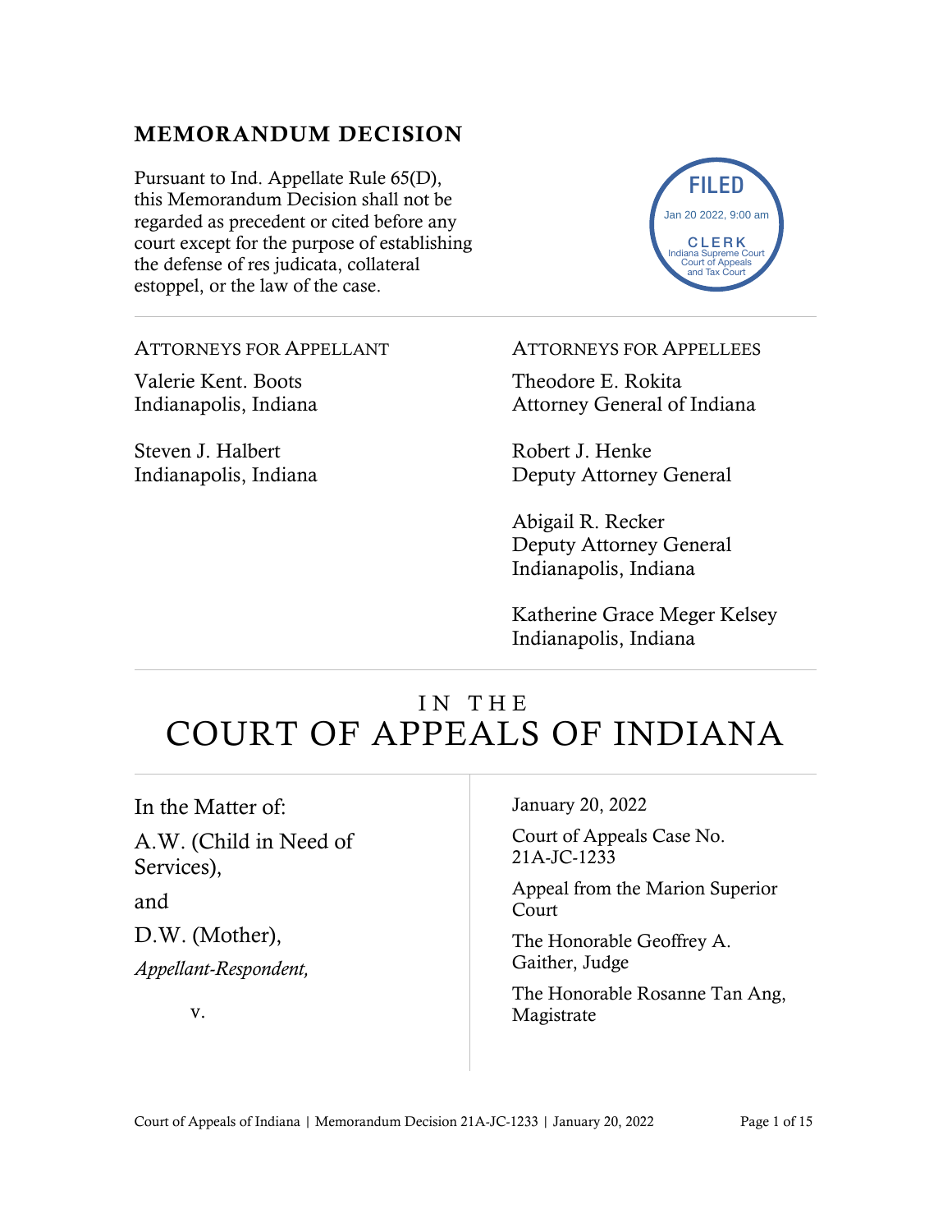## MEMORANDUM DECISION

Pursuant to Ind. Appellate Rule 65(D), this Memorandum Decision shall not be regarded as precedent or cited before any court except for the purpose of establishing the defense of res judicata, collateral estoppel, or the law of the case.

FILED
Jan 20 2022, 9:00 am
CLERK
Indiana Supreme Court
Court of Appeals
and Tax Court

ATTORNEYS FOR APPELLANT

Valerie Kent. Boots
Indianapolis, Indiana

Steven J. Halbert
Indianapolis, Indiana

ATTORNEYS FOR APPELLEES

Theodore E. Rokita
Attorney General of Indiana

Robert J. Henke
Deputy Attorney General

Abigail R. Recker
Deputy Attorney General
Indianapolis, Indiana

Katherine Grace Meger Kelsey
Indianapolis, Indiana

# IN THE COURT OF APPEALS OF INDIANA

In the Matter of:

A.W. (Child in Need of Services),

and

D.W. (Mother),

*Appellant-Respondent,*

v.

January 20, 2022

Court of Appeals Case No. 21A-JC-1233

Appeal from the Marion Superior Court

The Honorable Geoffrey A. Gaither, Judge

The Honorable Rosanne Tan Ang, Magistrate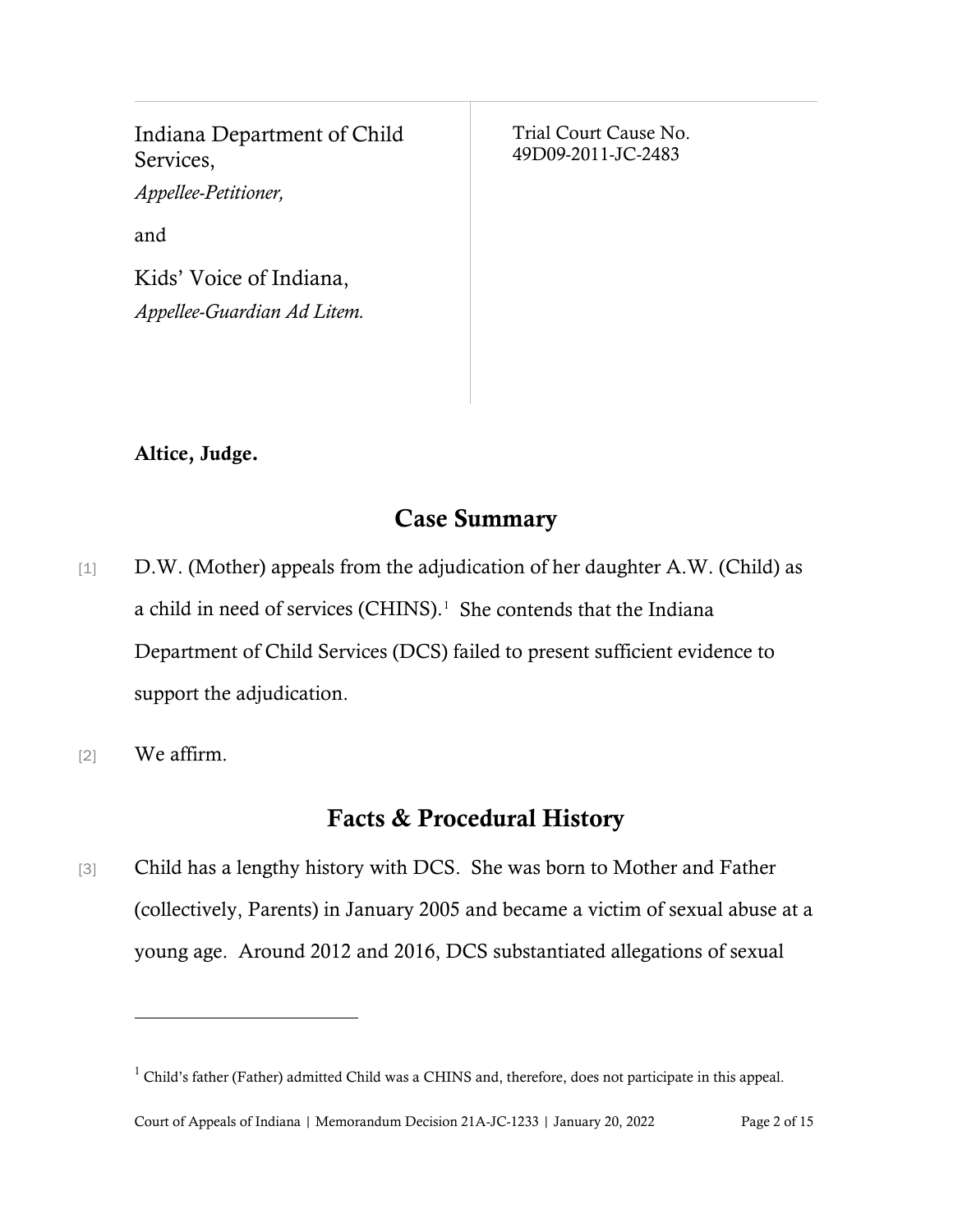| | |
|---|---|
| Indiana Department of Child Services,<br>*Appellee-Petitioner,*<br><br>and<br><br>Kids' Voice of Indiana,<br>*Appellee-Guardian Ad Litem.* | Trial Court Cause No.<br>49D09-2011-JC-2483 |

**Altice, Judge.**

## Case Summary

[1] D.W. (Mother) appeals from the adjudication of her daughter A.W. (Child) as a child in need of services (CHINS).[1] She contends that the Indiana Department of Child Services (DCS) failed to present sufficient evidence to support the adjudication.

[2] We affirm.

## Facts & Procedural History

[3] Child has a lengthy history with DCS. She was born to Mother and Father (collectively, Parents) in January 2005 and became a victim of sexual abuse at a young age. Around 2012 and 2016, DCS substantiated allegations of sexual

---

[1] Child's father (Father) admitted Child was a CHINS and, therefore, does not participate in this appeal.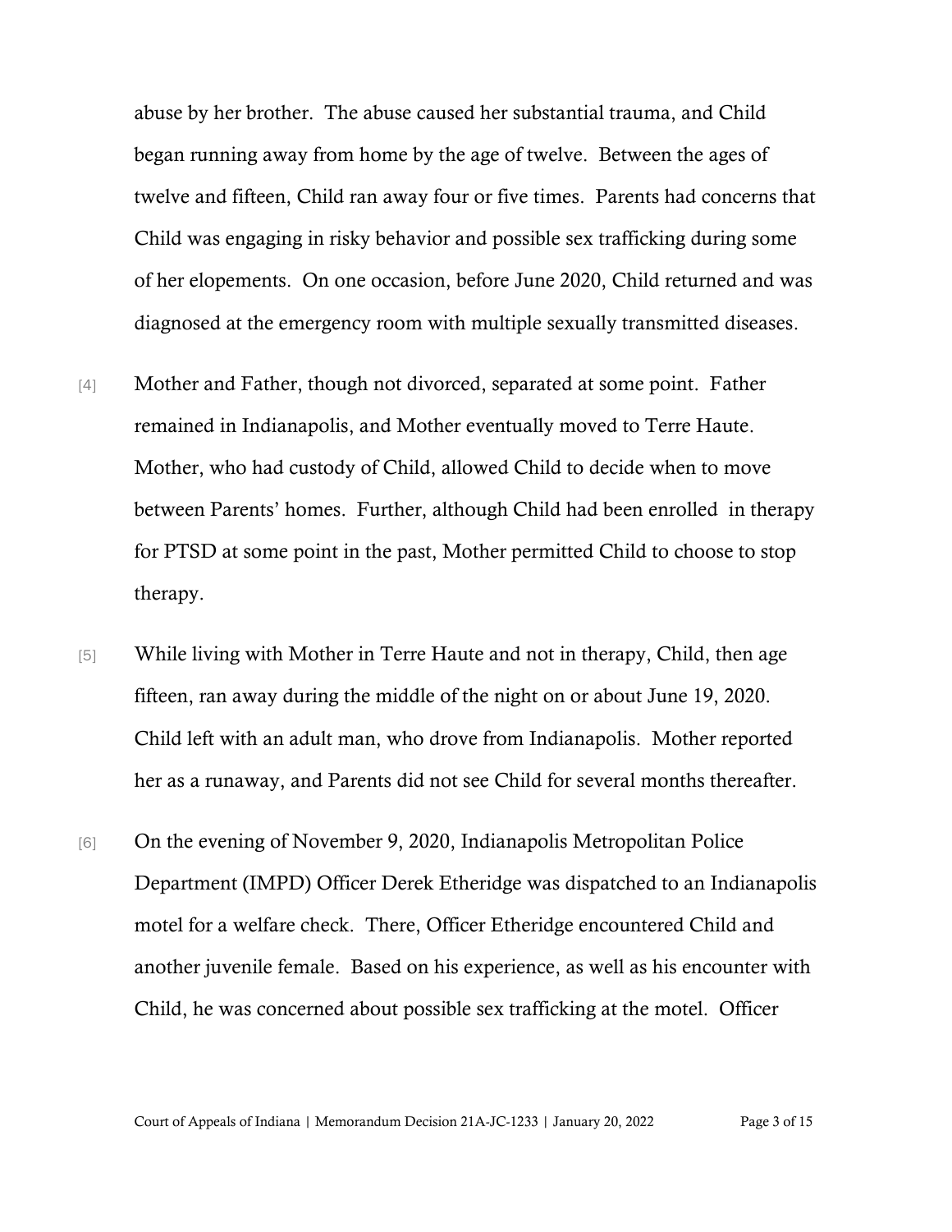abuse by her brother. The abuse caused her substantial trauma, and Child began running away from home by the age of twelve. Between the ages of twelve and fifteen, Child ran away four or five times. Parents had concerns that Child was engaging in risky behavior and possible sex trafficking during some of her elopements. On one occasion, before June 2020, Child returned and was diagnosed at the emergency room with multiple sexually transmitted diseases.

[4] Mother and Father, though not divorced, separated at some point. Father remained in Indianapolis, and Mother eventually moved to Terre Haute. Mother, who had custody of Child, allowed Child to decide when to move between Parents' homes. Further, although Child had been enrolled in therapy for PTSD at some point in the past, Mother permitted Child to choose to stop therapy.

[5] While living with Mother in Terre Haute and not in therapy, Child, then age fifteen, ran away during the middle of the night on or about June 19, 2020. Child left with an adult man, who drove from Indianapolis. Mother reported her as a runaway, and Parents did not see Child for several months thereafter.

[6] On the evening of November 9, 2020, Indianapolis Metropolitan Police Department (IMPD) Officer Derek Etheridge was dispatched to an Indianapolis motel for a welfare check. There, Officer Etheridge encountered Child and another juvenile female. Based on his experience, as well as his encounter with Child, he was concerned about possible sex trafficking at the motel. Officer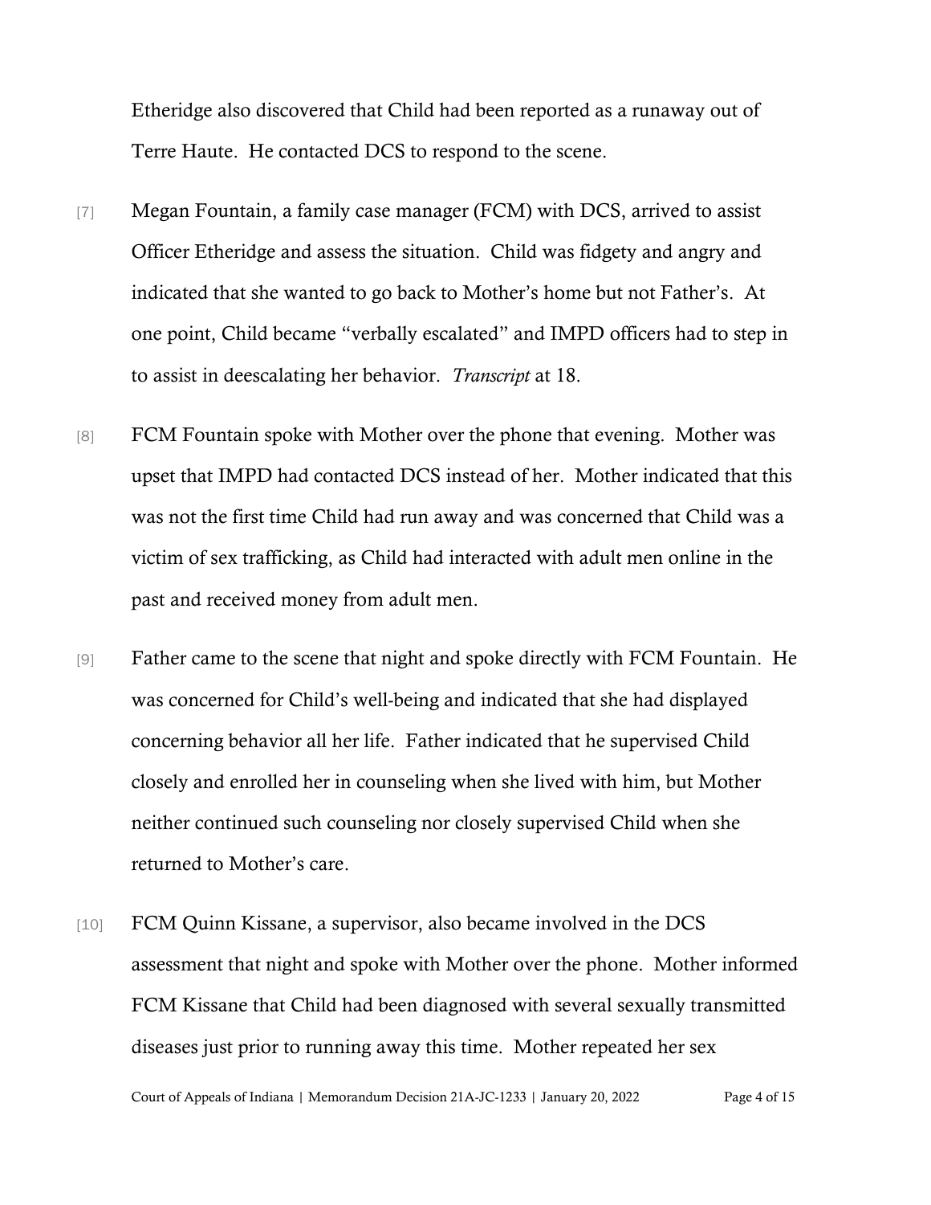Etheridge also discovered that Child had been reported as a runaway out of Terre Haute. He contacted DCS to respond to the scene.

[7] Megan Fountain, a family case manager (FCM) with DCS, arrived to assist Officer Etheridge and assess the situation. Child was fidgety and angry and indicated that she wanted to go back to Mother's home but not Father's. At one point, Child became "verbally escalated" and IMPD officers had to step in to assist in deescalating her behavior. *Transcript* at 18.

[8] FCM Fountain spoke with Mother over the phone that evening. Mother was upset that IMPD had contacted DCS instead of her. Mother indicated that this was not the first time Child had run away and was concerned that Child was a victim of sex trafficking, as Child had interacted with adult men online in the past and received money from adult men.

[9] Father came to the scene that night and spoke directly with FCM Fountain. He was concerned for Child's well-being and indicated that she had displayed concerning behavior all her life. Father indicated that he supervised Child closely and enrolled her in counseling when she lived with him, but Mother neither continued such counseling nor closely supervised Child when she returned to Mother's care.

[10] FCM Quinn Kissane, a supervisor, also became involved in the DCS assessment that night and spoke with Mother over the phone. Mother informed FCM Kissane that Child had been diagnosed with several sexually transmitted diseases just prior to running away this time. Mother repeated her sex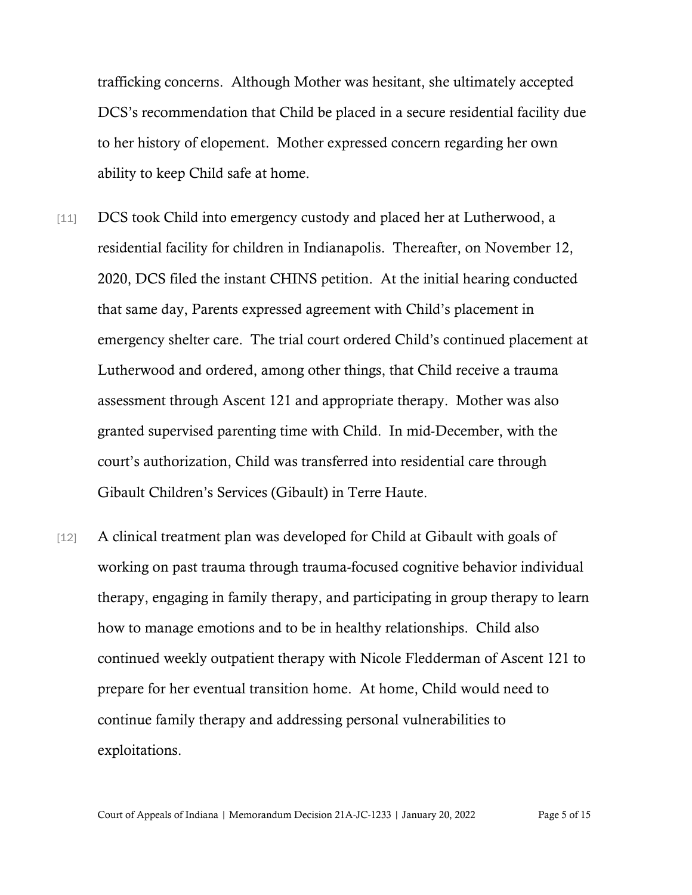trafficking concerns. Although Mother was hesitant, she ultimately accepted DCS's recommendation that Child be placed in a secure residential facility due to her history of elopement. Mother expressed concern regarding her own ability to keep Child safe at home.

[11] DCS took Child into emergency custody and placed her at Lutherwood, a residential facility for children in Indianapolis. Thereafter, on November 12, 2020, DCS filed the instant CHINS petition. At the initial hearing conducted that same day, Parents expressed agreement with Child's placement in emergency shelter care. The trial court ordered Child's continued placement at Lutherwood and ordered, among other things, that Child receive a trauma assessment through Ascent 121 and appropriate therapy. Mother was also granted supervised parenting time with Child. In mid-December, with the court's authorization, Child was transferred into residential care through Gibault Children's Services (Gibault) in Terre Haute.

[12] A clinical treatment plan was developed for Child at Gibault with goals of working on past trauma through trauma-focused cognitive behavior individual therapy, engaging in family therapy, and participating in group therapy to learn how to manage emotions and to be in healthy relationships. Child also continued weekly outpatient therapy with Nicole Fledderman of Ascent 121 to prepare for her eventual transition home. At home, Child would need to continue family therapy and addressing personal vulnerabilities to exploitations.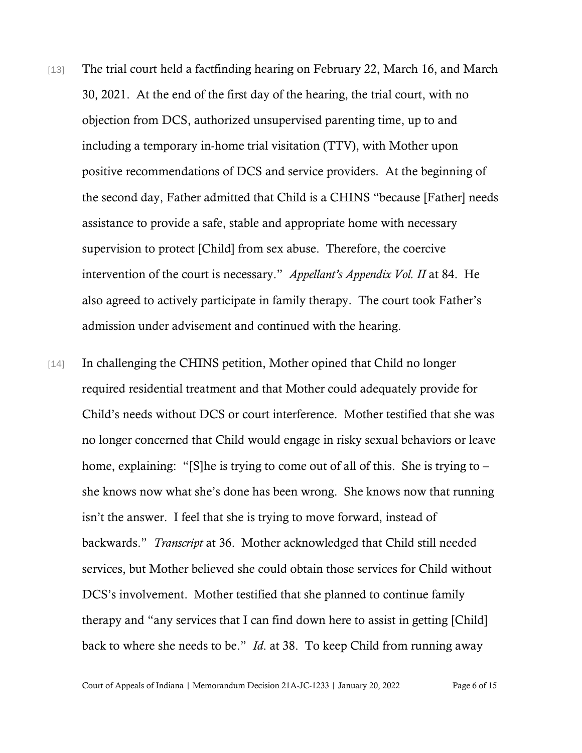[13] The trial court held a factfinding hearing on February 22, March 16, and March 30, 2021. At the end of the first day of the hearing, the trial court, with no objection from DCS, authorized unsupervised parenting time, up to and including a temporary in-home trial visitation (TTV), with Mother upon positive recommendations of DCS and service providers. At the beginning of the second day, Father admitted that Child is a CHINS "because [Father] needs assistance to provide a safe, stable and appropriate home with necessary supervision to protect [Child] from sex abuse. Therefore, the coercive intervention of the court is necessary." *Appellant's Appendix Vol. II* at 84. He also agreed to actively participate in family therapy. The court took Father's admission under advisement and continued with the hearing.

[14] In challenging the CHINS petition, Mother opined that Child no longer required residential treatment and that Mother could adequately provide for Child's needs without DCS or court interference. Mother testified that she was no longer concerned that Child would engage in risky sexual behaviors or leave home, explaining: "[S]he is trying to come out of all of this. She is trying to – she knows now what she's done has been wrong. She knows now that running isn't the answer. I feel that she is trying to move forward, instead of backwards." *Transcript* at 36. Mother acknowledged that Child still needed services, but Mother believed she could obtain those services for Child without DCS's involvement. Mother testified that she planned to continue family therapy and "any services that I can find down here to assist in getting [Child] back to where she needs to be." *Id*. at 38. To keep Child from running away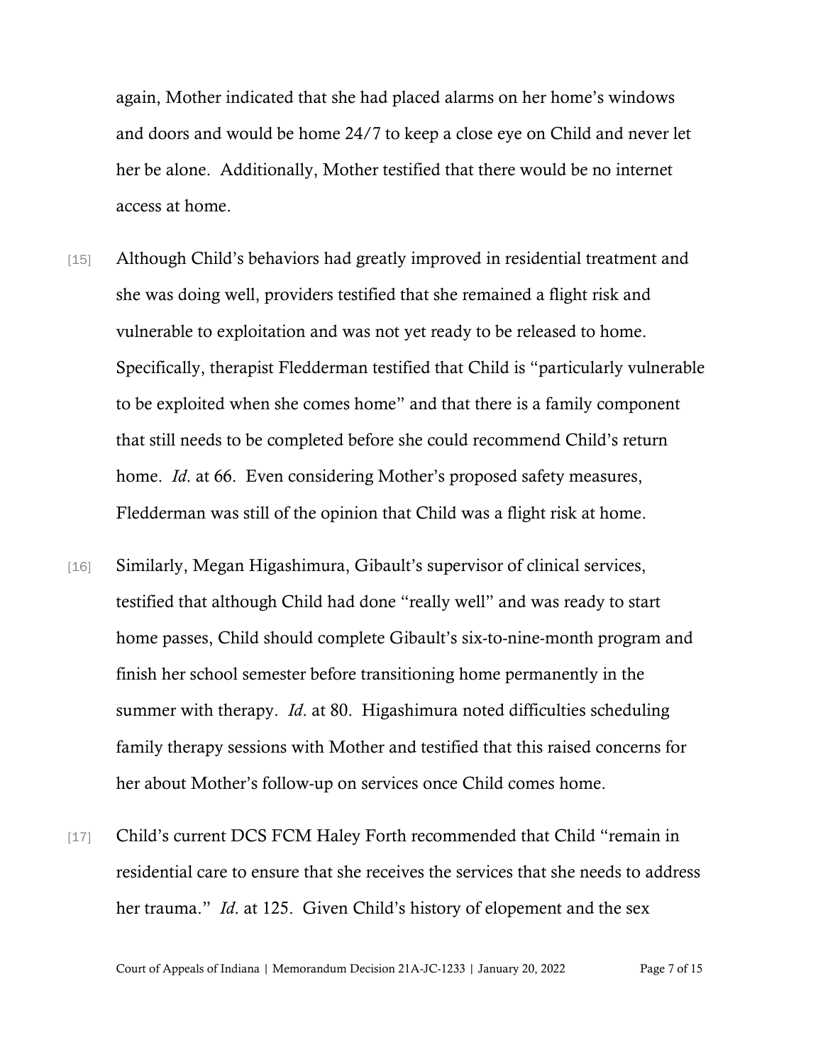again, Mother indicated that she had placed alarms on her home's windows and doors and would be home 24/7 to keep a close eye on Child and never let her be alone. Additionally, Mother testified that there would be no internet access at home.

[15] Although Child's behaviors had greatly improved in residential treatment and she was doing well, providers testified that she remained a flight risk and vulnerable to exploitation and was not yet ready to be released to home. Specifically, therapist Fledderman testified that Child is "particularly vulnerable to be exploited when she comes home" and that there is a family component that still needs to be completed before she could recommend Child's return home. *Id*. at 66. Even considering Mother's proposed safety measures, Fledderman was still of the opinion that Child was a flight risk at home.

[16] Similarly, Megan Higashimura, Gibault's supervisor of clinical services, testified that although Child had done "really well" and was ready to start home passes, Child should complete Gibault's six-to-nine-month program and finish her school semester before transitioning home permanently in the summer with therapy. *Id*. at 80. Higashimura noted difficulties scheduling family therapy sessions with Mother and testified that this raised concerns for her about Mother's follow-up on services once Child comes home.

[17] Child's current DCS FCM Haley Forth recommended that Child "remain in residential care to ensure that she receives the services that she needs to address her trauma." *Id*. at 125. Given Child's history of elopement and the sex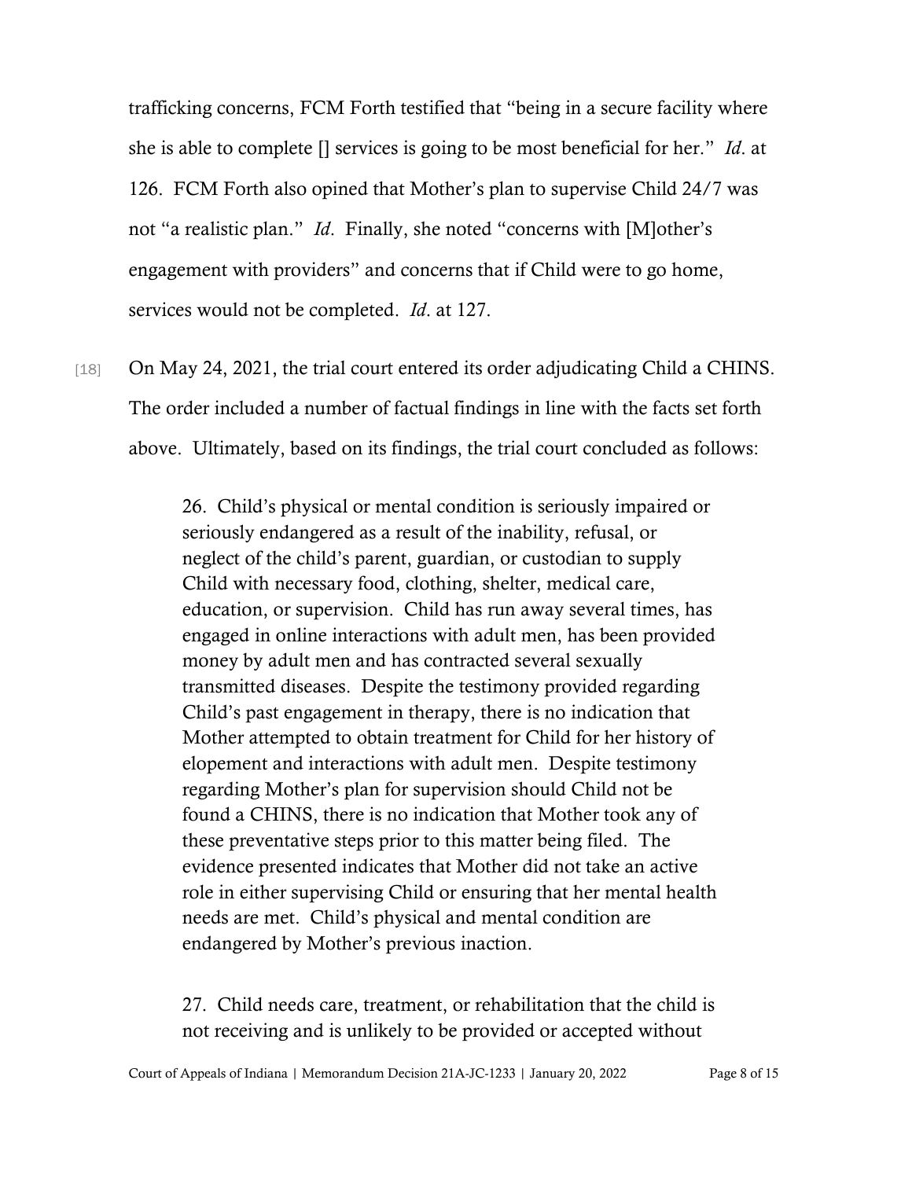trafficking concerns, FCM Forth testified that "being in a secure facility where she is able to complete [] services is going to be most beneficial for her." *Id*. at 126. FCM Forth also opined that Mother's plan to supervise Child 24/7 was not "a realistic plan." *Id*. Finally, she noted "concerns with [M]other's engagement with providers" and concerns that if Child were to go home, services would not be completed. *Id*. at 127.

[18] On May 24, 2021, the trial court entered its order adjudicating Child a CHINS. The order included a number of factual findings in line with the facts set forth above. Ultimately, based on its findings, the trial court concluded as follows:

> 26. Child's physical or mental condition is seriously impaired or seriously endangered as a result of the inability, refusal, or neglect of the child's parent, guardian, or custodian to supply Child with necessary food, clothing, shelter, medical care, education, or supervision. Child has run away several times, has engaged in online interactions with adult men, has been provided money by adult men and has contracted several sexually transmitted diseases. Despite the testimony provided regarding Child's past engagement in therapy, there is no indication that Mother attempted to obtain treatment for Child for her history of elopement and interactions with adult men. Despite testimony regarding Mother's plan for supervision should Child not be found a CHINS, there is no indication that Mother took any of these preventative steps prior to this matter being filed. The evidence presented indicates that Mother did not take an active role in either supervising Child or ensuring that her mental health needs are met. Child's physical and mental condition are endangered by Mother's previous inaction.
>
> 27. Child needs care, treatment, or rehabilitation that the child is not receiving and is unlikely to be provided or accepted without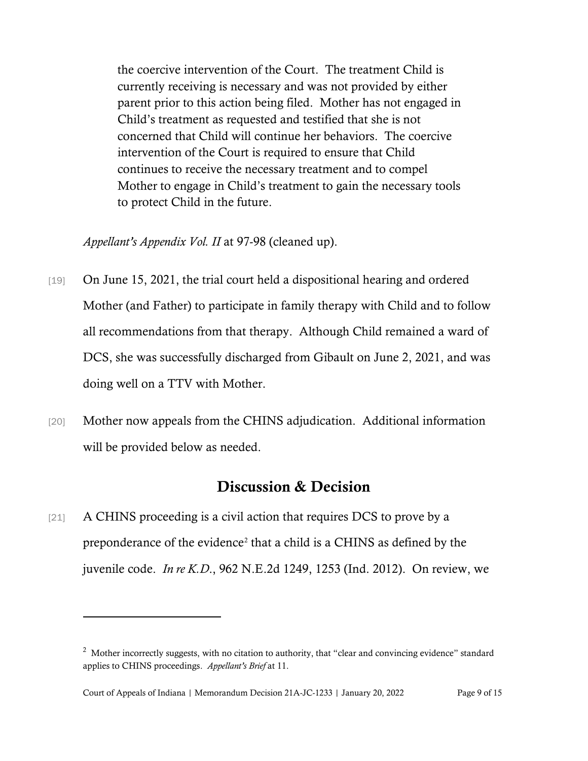> the coercive intervention of the Court. The treatment Child is currently receiving is necessary and was not provided by either parent prior to this action being filed. Mother has not engaged in Child's treatment as requested and testified that she is not concerned that Child will continue her behaviors. The coercive intervention of the Court is required to ensure that Child continues to receive the necessary treatment and to compel Mother to engage in Child's treatment to gain the necessary tools to protect Child in the future.

*Appellant's Appendix Vol. II* at 97-98 (cleaned up).

[19] On June 15, 2021, the trial court held a dispositional hearing and ordered Mother (and Father) to participate in family therapy with Child and to follow all recommendations from that therapy. Although Child remained a ward of DCS, she was successfully discharged from Gibault on June 2, 2021, and was doing well on a TTV with Mother.

[20] Mother now appeals from the CHINS adjudication. Additional information will be provided below as needed.

## Discussion & Decision

[21] A CHINS proceeding is a civil action that requires DCS to prove by a preponderance of the evidence[2] that a child is a CHINS as defined by the juvenile code. *In re K.D.*, 962 N.E.2d 1249, 1253 (Ind. 2012). On review, we

---

[2] Mother incorrectly suggests, with no citation to authority, that "clear and convincing evidence" standard applies to CHINS proceedings. *Appellant's Brief* at 11.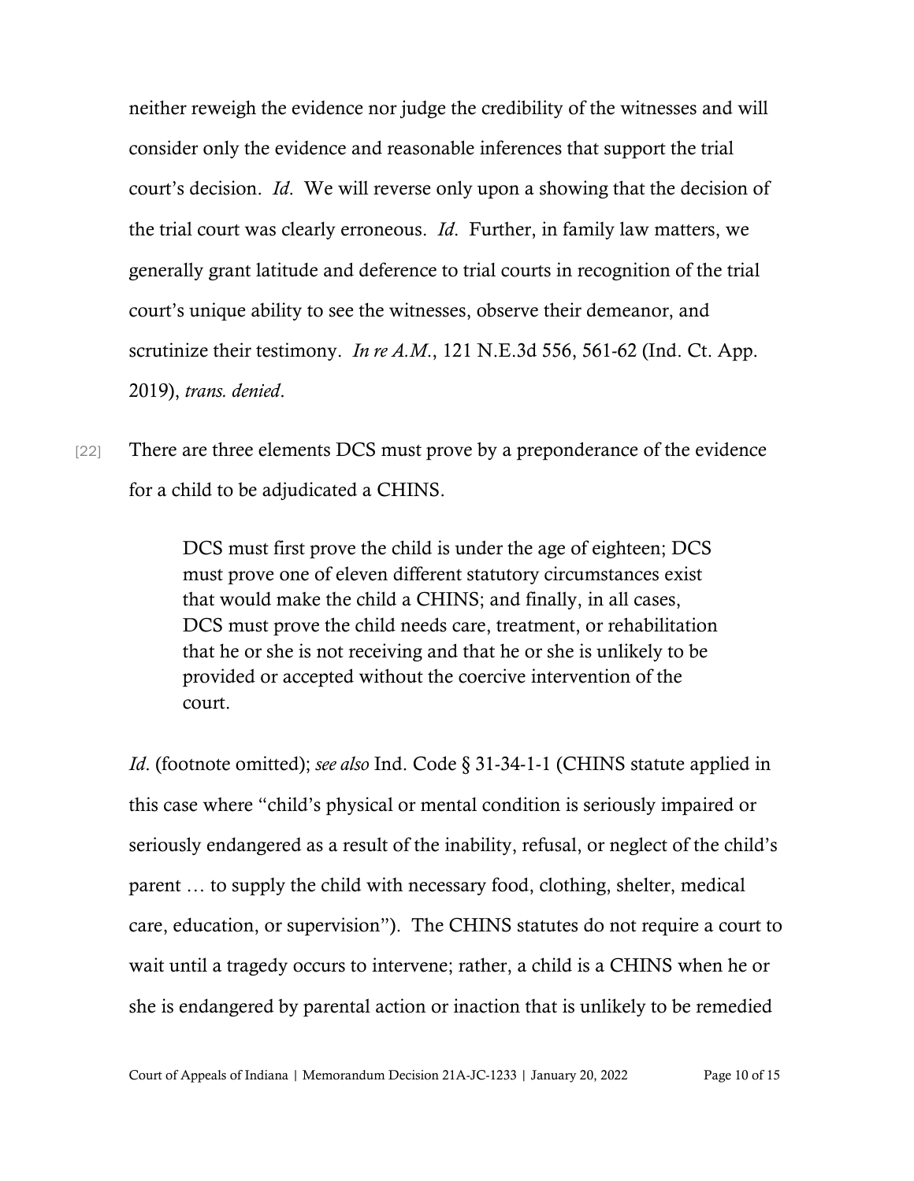neither reweigh the evidence nor judge the credibility of the witnesses and will consider only the evidence and reasonable inferences that support the trial court's decision. *Id*. We will reverse only upon a showing that the decision of the trial court was clearly erroneous. *Id*. Further, in family law matters, we generally grant latitude and deference to trial courts in recognition of the trial court's unique ability to see the witnesses, observe their demeanor, and scrutinize their testimony. *In re A.M.*, 121 N.E.3d 556, 561-62 (Ind. Ct. App. 2019), *trans. denied*.

[22] There are three elements DCS must prove by a preponderance of the evidence for a child to be adjudicated a CHINS.

> DCS must first prove the child is under the age of eighteen; DCS must prove one of eleven different statutory circumstances exist that would make the child a CHINS; and finally, in all cases, DCS must prove the child needs care, treatment, or rehabilitation that he or she is not receiving and that he or she is unlikely to be provided or accepted without the coercive intervention of the court.

*Id*. (footnote omitted); *see also* Ind. Code § 31-34-1-1 (CHINS statute applied in this case where "child's physical or mental condition is seriously impaired or seriously endangered as a result of the inability, refusal, or neglect of the child's parent … to supply the child with necessary food, clothing, shelter, medical care, education, or supervision"). The CHINS statutes do not require a court to wait until a tragedy occurs to intervene; rather, a child is a CHINS when he or she is endangered by parental action or inaction that is unlikely to be remedied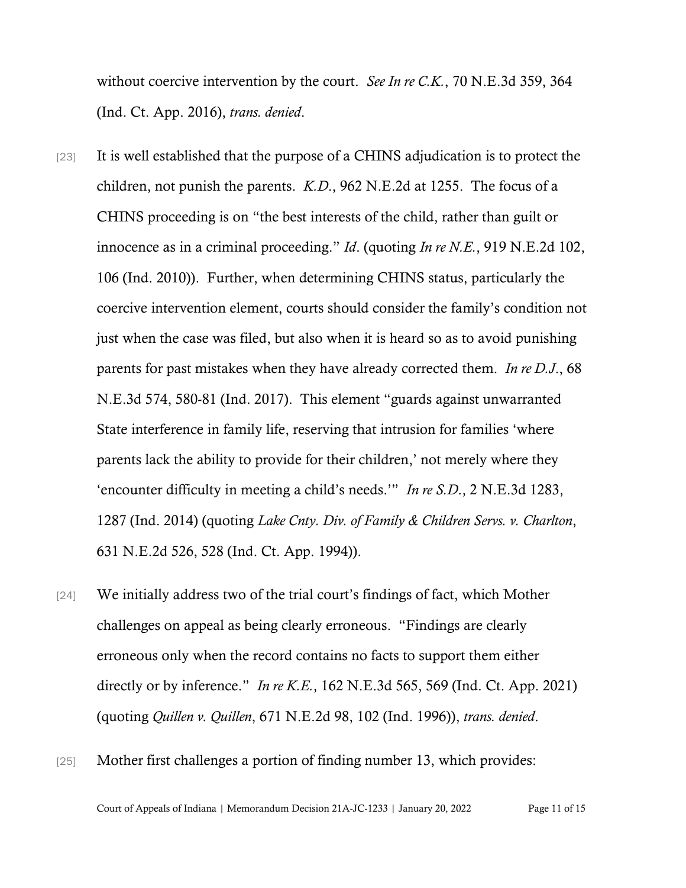without coercive intervention by the court. *See In re C.K.*, 70 N.E.3d 359, 364 (Ind. Ct. App. 2016), *trans. denied*.

[23] It is well established that the purpose of a CHINS adjudication is to protect the children, not punish the parents. *K.D.*, 962 N.E.2d at 1255. The focus of a CHINS proceeding is on "the best interests of the child, rather than guilt or innocence as in a criminal proceeding." *Id*. (quoting *In re N.E.*, 919 N.E.2d 102, 106 (Ind. 2010)). Further, when determining CHINS status, particularly the coercive intervention element, courts should consider the family's condition not just when the case was filed, but also when it is heard so as to avoid punishing parents for past mistakes when they have already corrected them. *In re D.J.*, 68 N.E.3d 574, 580-81 (Ind. 2017). This element "guards against unwarranted State interference in family life, reserving that intrusion for families 'where parents lack the ability to provide for their children,' not merely where they 'encounter difficulty in meeting a child's needs.'" *In re S.D.*, 2 N.E.3d 1283, 1287 (Ind. 2014) (quoting *Lake Cnty. Div. of Family & Children Servs. v. Charlton*, 631 N.E.2d 526, 528 (Ind. Ct. App. 1994)).

[24] We initially address two of the trial court's findings of fact, which Mother challenges on appeal as being clearly erroneous. "Findings are clearly erroneous only when the record contains no facts to support them either directly or by inference." *In re K.E.*, 162 N.E.3d 565, 569 (Ind. Ct. App. 2021) (quoting *Quillen v. Quillen*, 671 N.E.2d 98, 102 (Ind. 1996)), *trans. denied*.

[25] Mother first challenges a portion of finding number 13, which provides: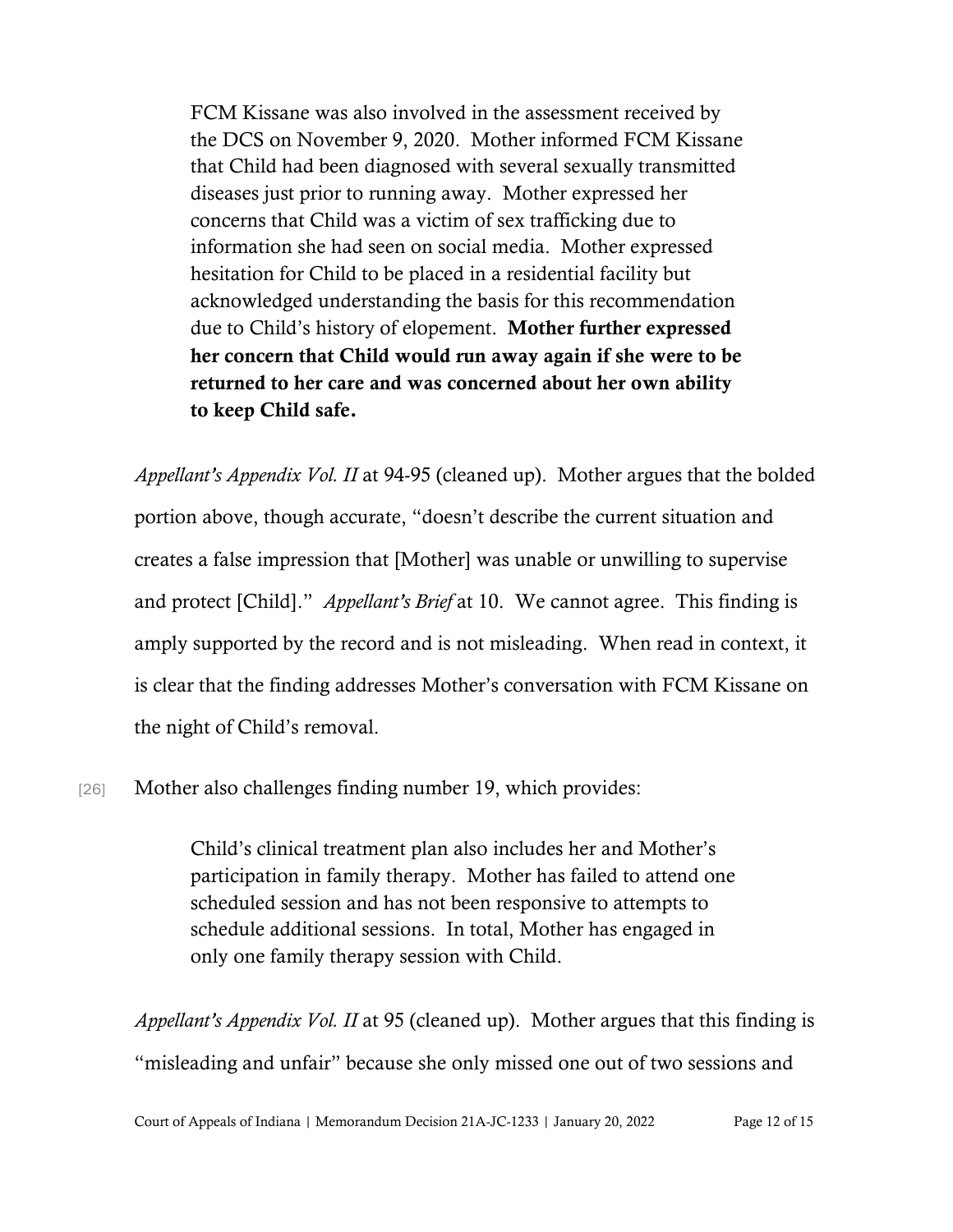> FCM Kissane was also involved in the assessment received by the DCS on November 9, 2020. Mother informed FCM Kissane that Child had been diagnosed with several sexually transmitted diseases just prior to running away. Mother expressed her concerns that Child was a victim of sex trafficking due to information she had seen on social media. Mother expressed hesitation for Child to be placed in a residential facility but acknowledged understanding the basis for this recommendation due to Child's history of elopement. **Mother further expressed her concern that Child would run away again if she were to be returned to her care and was concerned about her own ability to keep Child safe.**

*Appellant's Appendix Vol. II* at 94-95 (cleaned up). Mother argues that the bolded portion above, though accurate, "doesn't describe the current situation and creates a false impression that [Mother] was unable or unwilling to supervise and protect [Child]." *Appellant's Brief* at 10. We cannot agree. This finding is amply supported by the record and is not misleading. When read in context, it is clear that the finding addresses Mother's conversation with FCM Kissane on the night of Child's removal.

[26] Mother also challenges finding number 19, which provides:

> Child's clinical treatment plan also includes her and Mother's participation in family therapy. Mother has failed to attend one scheduled session and has not been responsive to attempts to schedule additional sessions. In total, Mother has engaged in only one family therapy session with Child.

*Appellant's Appendix Vol. II* at 95 (cleaned up). Mother argues that this finding is "misleading and unfair" because she only missed one out of two sessions and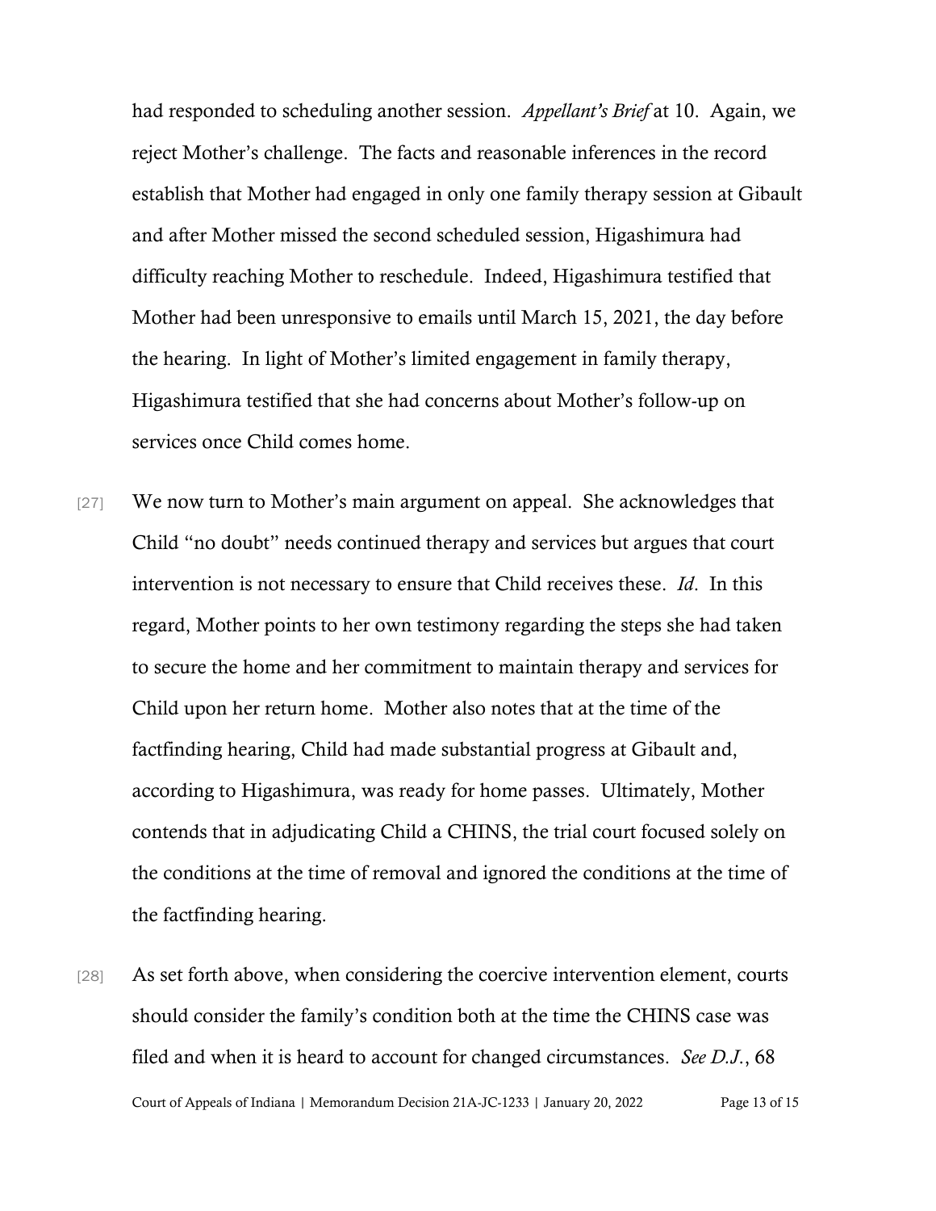had responded to scheduling another session. *Appellant's Brief* at 10. Again, we reject Mother's challenge. The facts and reasonable inferences in the record establish that Mother had engaged in only one family therapy session at Gibault and after Mother missed the second scheduled session, Higashimura had difficulty reaching Mother to reschedule. Indeed, Higashimura testified that Mother had been unresponsive to emails until March 15, 2021, the day before the hearing. In light of Mother's limited engagement in family therapy, Higashimura testified that she had concerns about Mother's follow-up on services once Child comes home.

[27] We now turn to Mother's main argument on appeal. She acknowledges that Child "no doubt" needs continued therapy and services but argues that court intervention is not necessary to ensure that Child receives these. *Id*. In this regard, Mother points to her own testimony regarding the steps she had taken to secure the home and her commitment to maintain therapy and services for Child upon her return home. Mother also notes that at the time of the factfinding hearing, Child had made substantial progress at Gibault and, according to Higashimura, was ready for home passes. Ultimately, Mother contends that in adjudicating Child a CHINS, the trial court focused solely on the conditions at the time of removal and ignored the conditions at the time of the factfinding hearing.

[28] As set forth above, when considering the coercive intervention element, courts should consider the family's condition both at the time the CHINS case was filed and when it is heard to account for changed circumstances. *See D.J.*, 68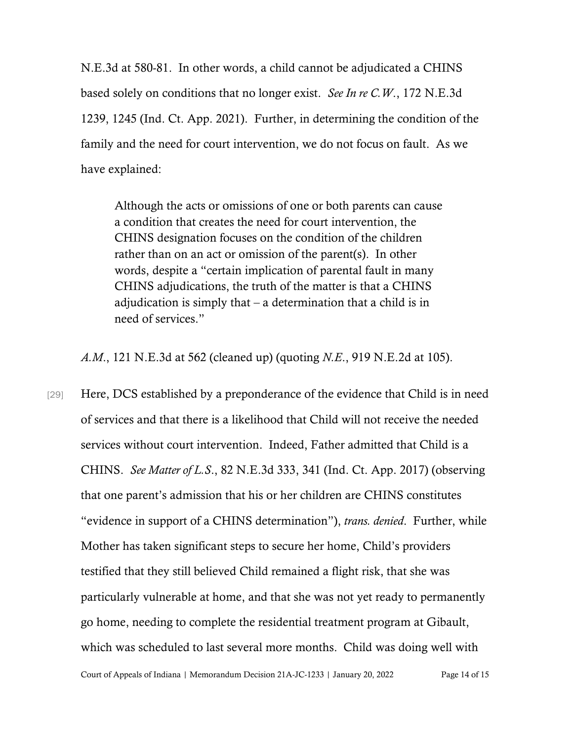N.E.3d at 580-81. In other words, a child cannot be adjudicated a CHINS based solely on conditions that no longer exist. *See In re C.W.*, 172 N.E.3d 1239, 1245 (Ind. Ct. App. 2021). Further, in determining the condition of the family and the need for court intervention, we do not focus on fault. As we have explained:

> Although the acts or omissions of one or both parents can cause a condition that creates the need for court intervention, the CHINS designation focuses on the condition of the children rather than on an act or omission of the parent(s). In other words, despite a "certain implication of parental fault in many CHINS adjudications, the truth of the matter is that a CHINS adjudication is simply that – a determination that a child is in need of services."

*A.M.*, 121 N.E.3d at 562 (cleaned up) (quoting *N.E.*, 919 N.E.2d at 105).

[29] Here, DCS established by a preponderance of the evidence that Child is in need of services and that there is a likelihood that Child will not receive the needed services without court intervention. Indeed, Father admitted that Child is a CHINS. *See Matter of L.S.*, 82 N.E.3d 333, 341 (Ind. Ct. App. 2017) (observing that one parent's admission that his or her children are CHINS constitutes "evidence in support of a CHINS determination"), *trans. denied*. Further, while Mother has taken significant steps to secure her home, Child's providers testified that they still believed Child remained a flight risk, that she was particularly vulnerable at home, and that she was not yet ready to permanently go home, needing to complete the residential treatment program at Gibault, which was scheduled to last several more months. Child was doing well with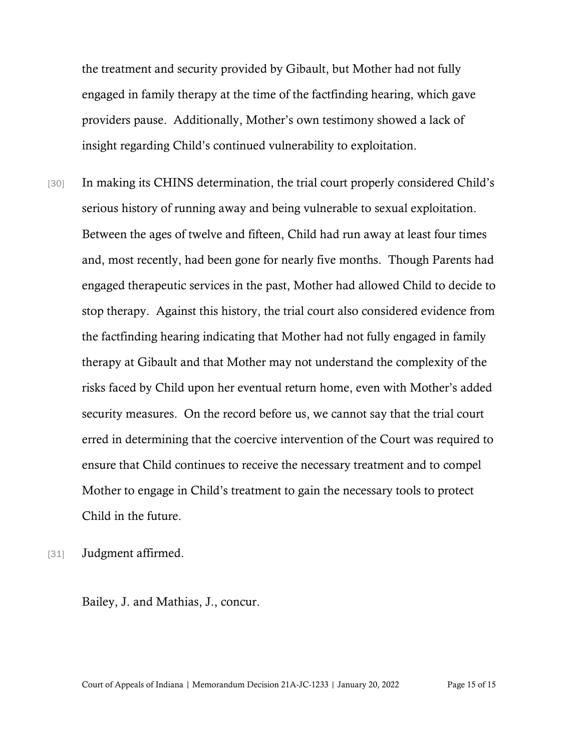the treatment and security provided by Gibault, but Mother had not fully engaged in family therapy at the time of the factfinding hearing, which gave providers pause. Additionally, Mother's own testimony showed a lack of insight regarding Child's continued vulnerability to exploitation.

[30] In making its CHINS determination, the trial court properly considered Child's serious history of running away and being vulnerable to sexual exploitation. Between the ages of twelve and fifteen, Child had run away at least four times and, most recently, had been gone for nearly five months. Though Parents had engaged therapeutic services in the past, Mother had allowed Child to decide to stop therapy. Against this history, the trial court also considered evidence from the factfinding hearing indicating that Mother had not fully engaged in family therapy at Gibault and that Mother may not understand the complexity of the risks faced by Child upon her eventual return home, even with Mother's added security measures. On the record before us, we cannot say that the trial court erred in determining that the coercive intervention of the Court was required to ensure that Child continues to receive the necessary treatment and to compel Mother to engage in Child's treatment to gain the necessary tools to protect Child in the future.

[31] Judgment affirmed.

Bailey, J. and Mathias, J., concur.